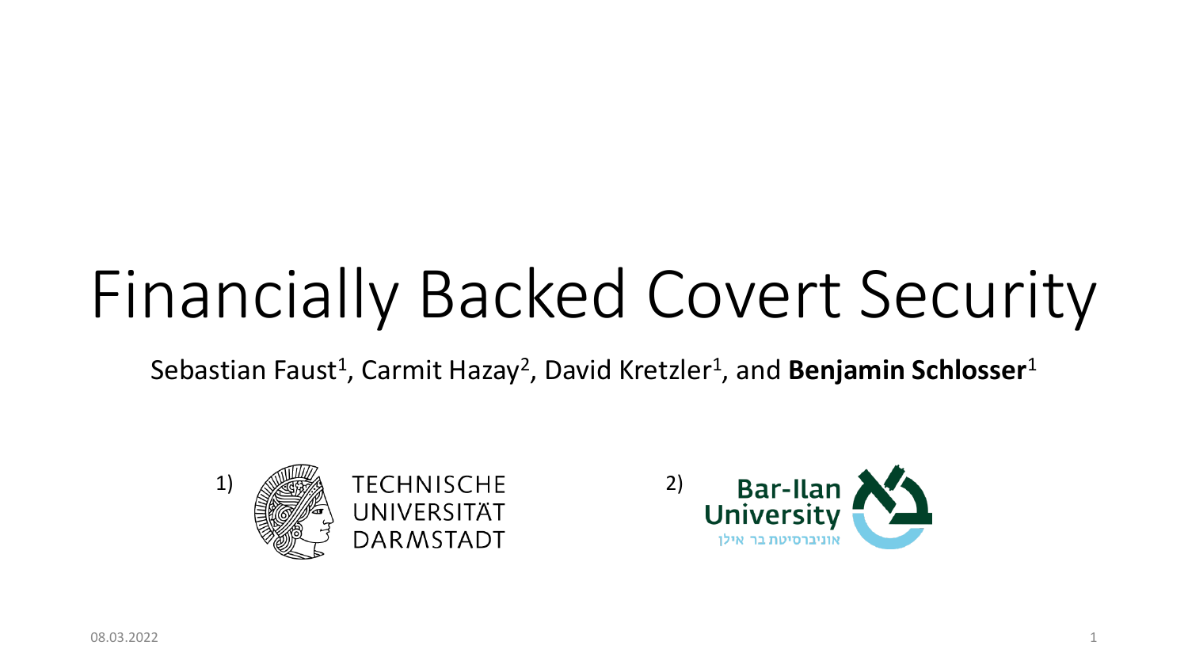# Financially Backed Covert Security

Sebastian Faust[1], Carmit Hazay[2], David Kretzler[1], and **Benjamin Schlosser**[1]

1) TECHNISCHE UNIVERSITÄT DARMSTADT

2) Bar-Ilan University
אוניברסיטת בר אילן

08.03.2022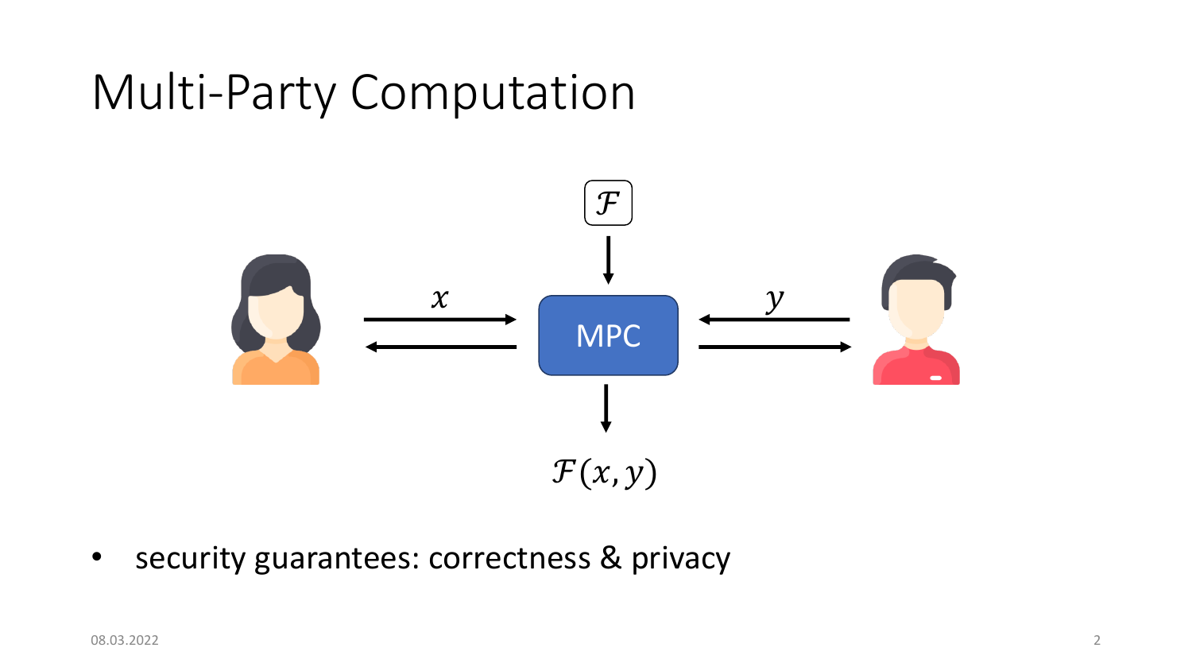# Multi-Party Computation

$\mathcal{F}$

$x$

MPC

$y$

$\mathcal{F}(x, y)$

- security guarantees: correctness & privacy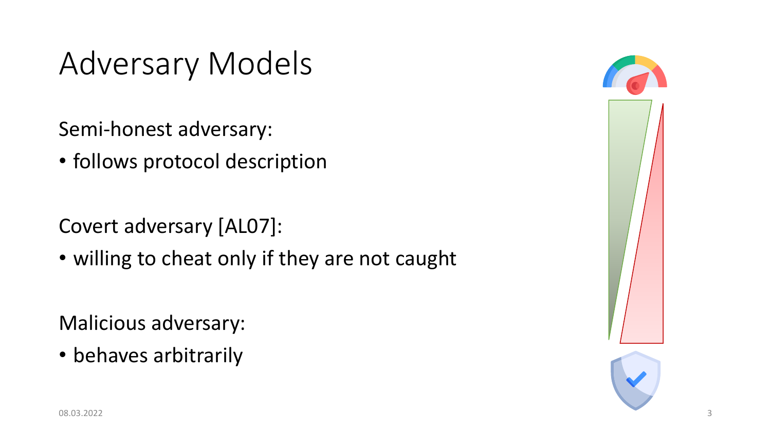# Adversary Models

Semi-honest adversary:

- follows protocol description

Covert adversary [AL07]:

- willing to cheat only if they are not caught

Malicious adversary:

- behaves arbitrarily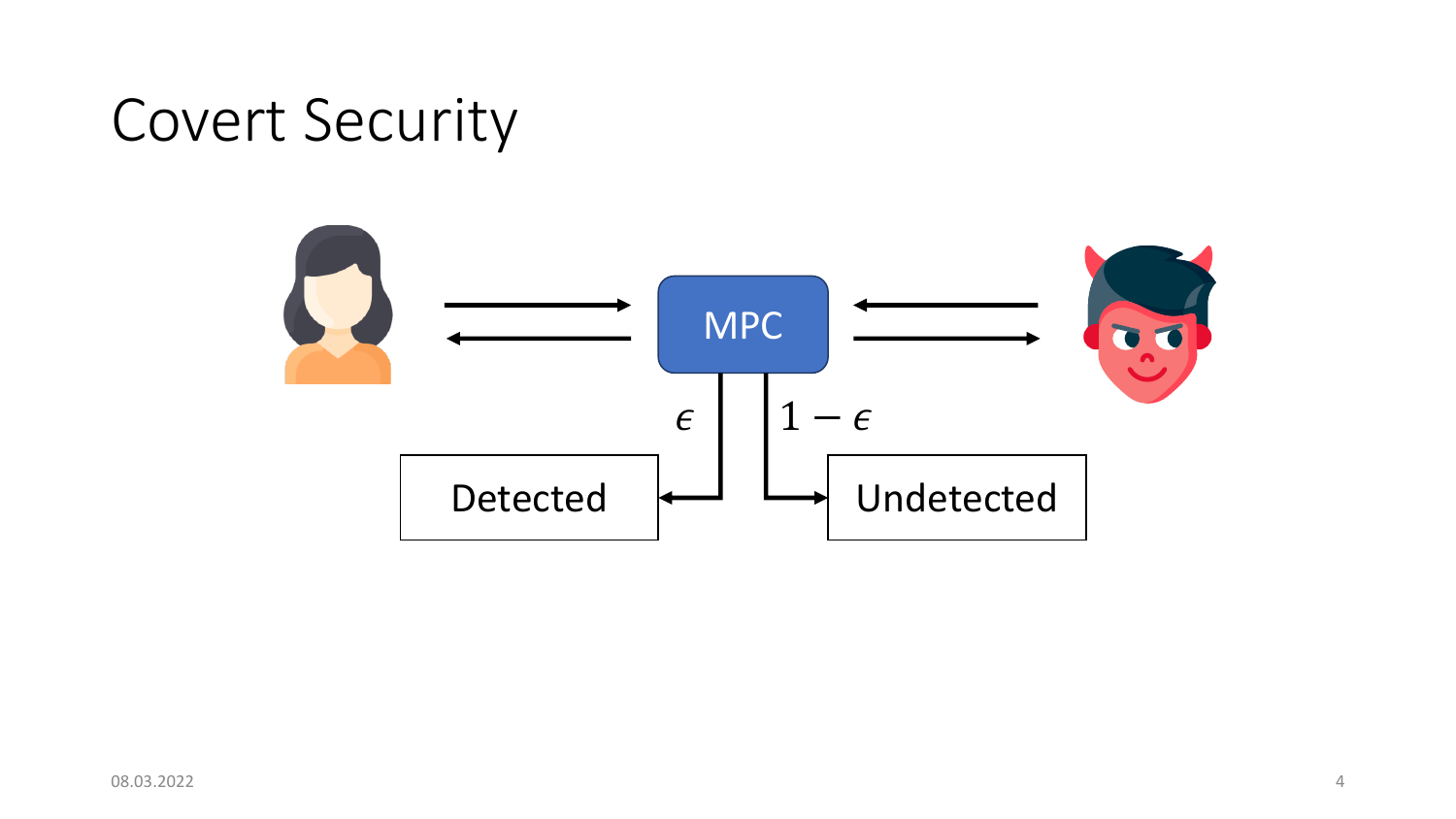# Covert Security

MPC

$\epsilon$

$1 - \epsilon$

Detected

Undetected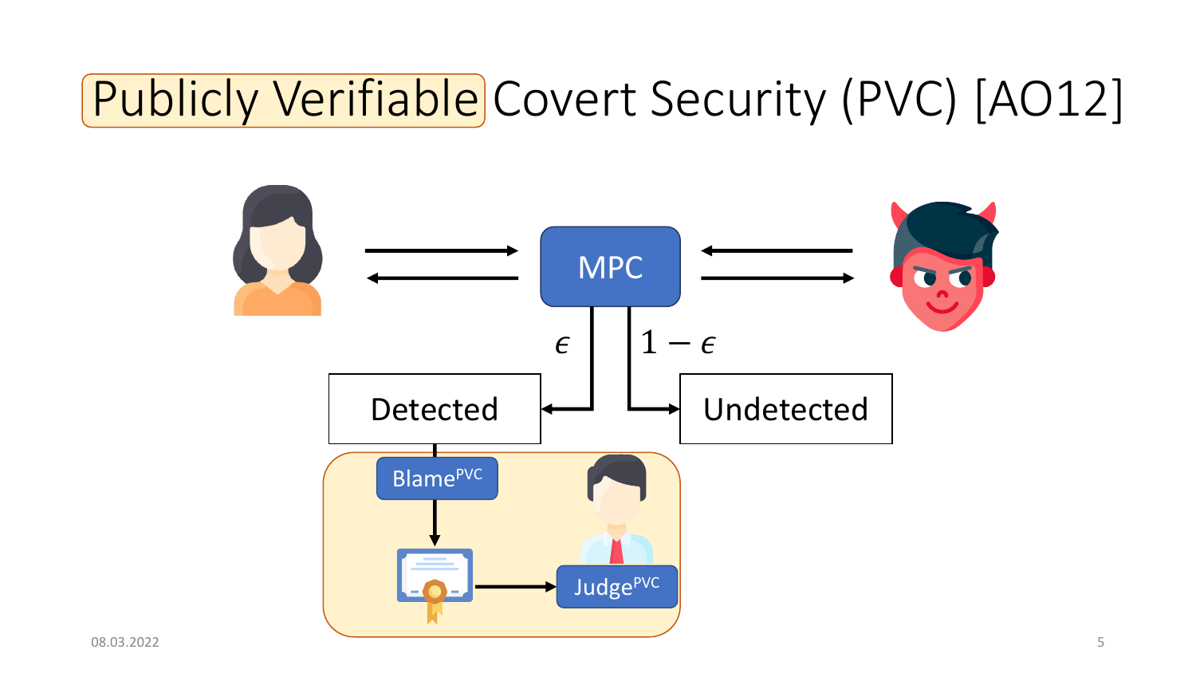# Publicly Verifiable Covert Security (PVC) [AO12]

MPC

$\epsilon$

$1 - \epsilon$

Detected

Undetected

Blame$^{PVC}$

Judge$^{PVC}$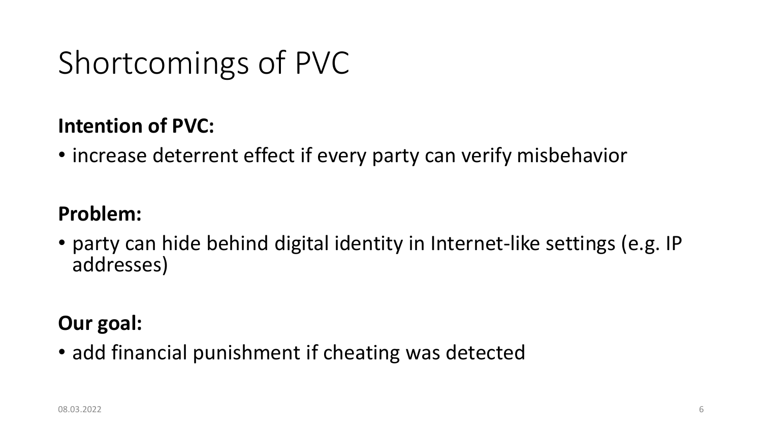# Shortcomings of PVC

**Intention of PVC:**

- increase deterrent effect if every party can verify misbehavior

**Problem:**

- party can hide behind digital identity in Internet-like settings (e.g. IP addresses)

**Our goal:**

- add financial punishment if cheating was detected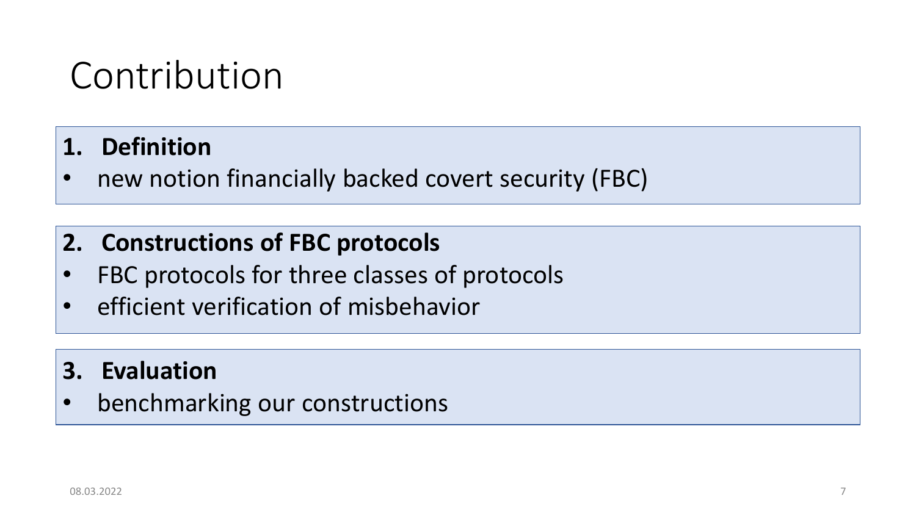# Contribution

**1. Definition**

- new notion financially backed covert security (FBC)

**2. Constructions of FBC protocols**

- FBC protocols for three classes of protocols
- efficient verification of misbehavior

**3. Evaluation**

- benchmarking our constructions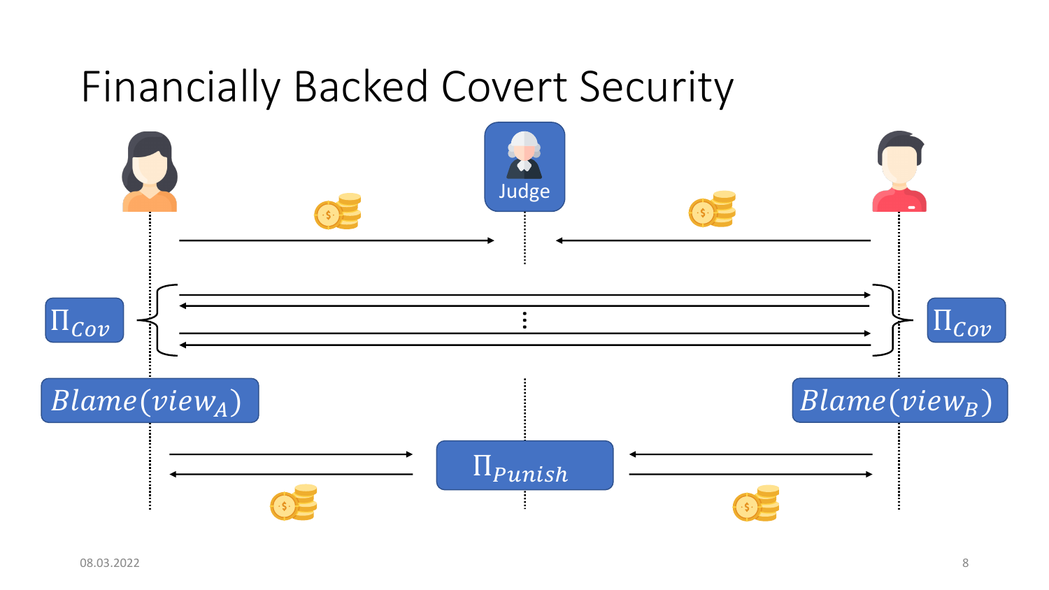# Financially Backed Covert Security

Judge

$\Pi_{Cov}$

$\Pi_{Cov}$

$Blame(view_A)$

$Blame(view_B)$

$\Pi_{Punish}$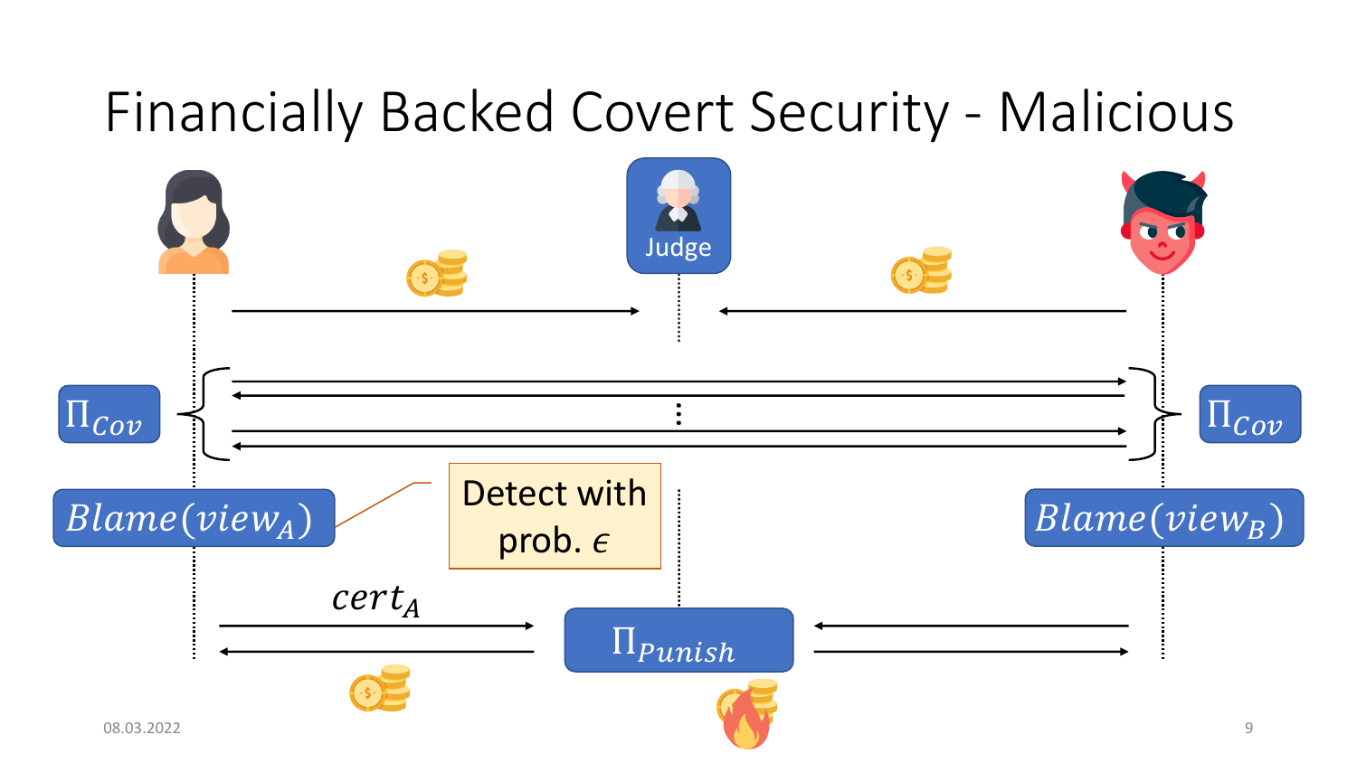# Financially Backed Covert Security - Malicious

Judge

$\Pi_{Cov}$

$\Pi_{Cov}$

$Blame(view_A)$

Detect with prob. $\epsilon$

$Blame(view_B)$

$cert_A$

$\Pi_{Punish}$

08.03.2022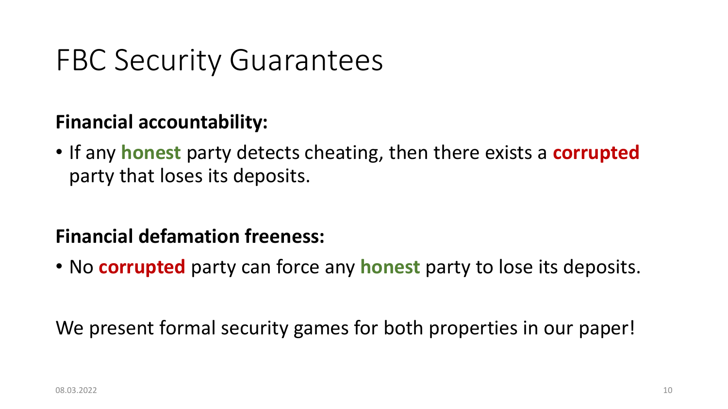# FBC Security Guarantees

**Financial accountability:**

- If any **honest** party detects cheating, then there exists a **corrupted** party that loses its deposits.

**Financial defamation freeness:**

- No **corrupted** party can force any **honest** party to lose its deposits.

We present formal security games for both properties in our paper!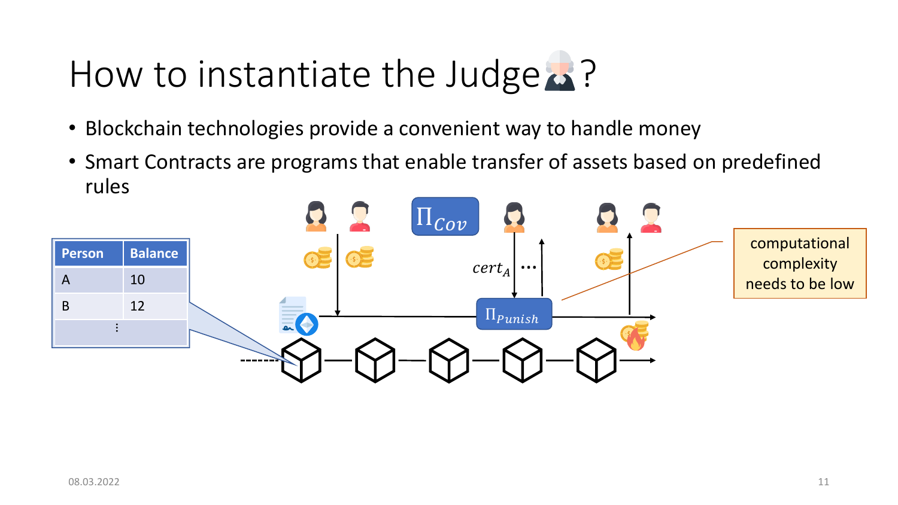# How to instantiate the Judge?

- Blockchain technologies provide a convenient way to handle money
- Smart Contracts are programs that enable transfer of assets based on predefined rules

| Person | Balance |
| --- | --- |
| A | 10 |
| B | 12 |
| ⋮ | |

$\Pi_{Cov}$

$cert_A$ …

$\Pi_{Punish}$

computational complexity needs to be low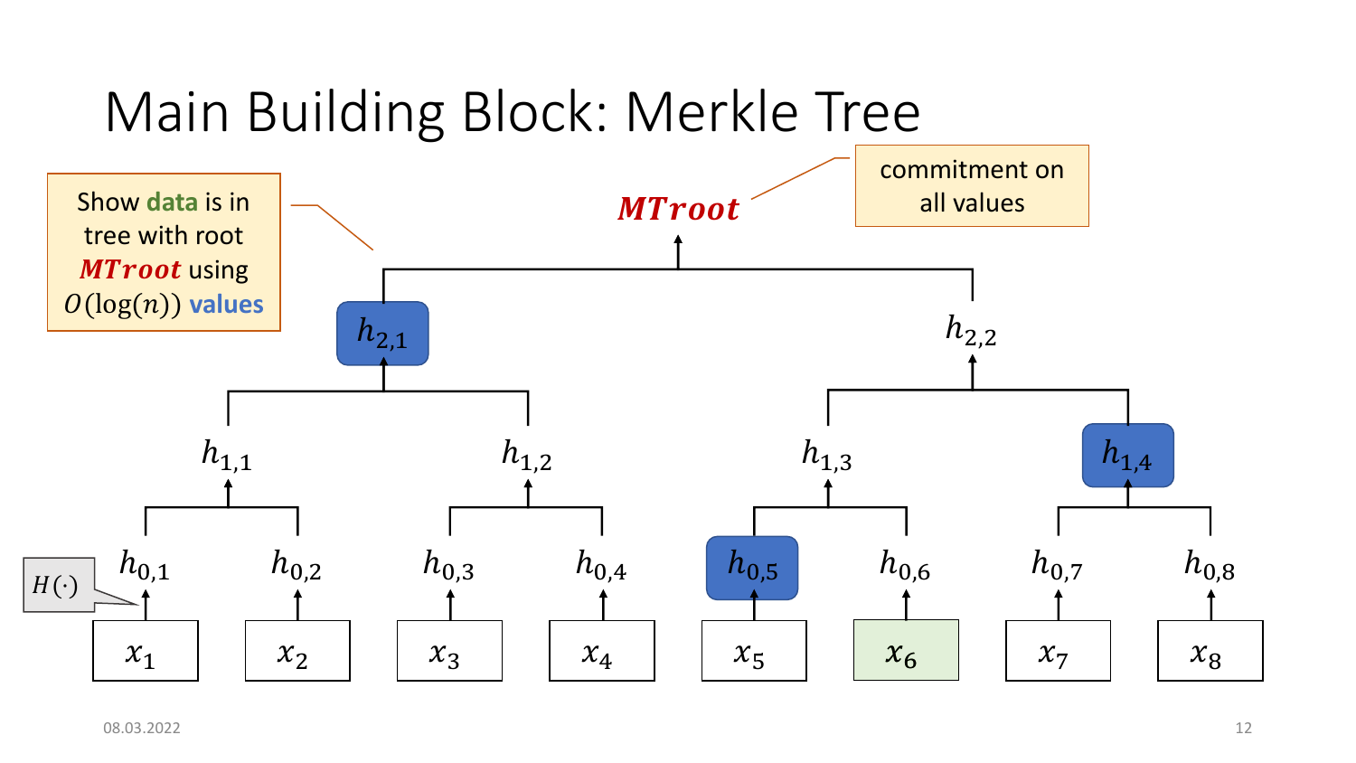# Main Building Block: Merkle Tree

Show **data** is in tree with root $\boldsymbol{MTroot}$ using $O(\log(n))$ **values**

commitment on all values

$\boldsymbol{MTroot}$

$h_{2,1}$ $h_{2,2}$

$h_{1,1}$ $h_{1,2}$ $h_{1,3}$ $h_{1,4}$

$h_{0,1}$ $h_{0,2}$ $h_{0,3}$ $h_{0,4}$ $h_{0,5}$ $h_{0,6}$ $h_{0,7}$ $h_{0,8}$

$H(\cdot)$

$x_1$ $x_2$ $x_3$ $x_4$ $x_5$ $x_6$ $x_7$ $x_8$

08.03.2022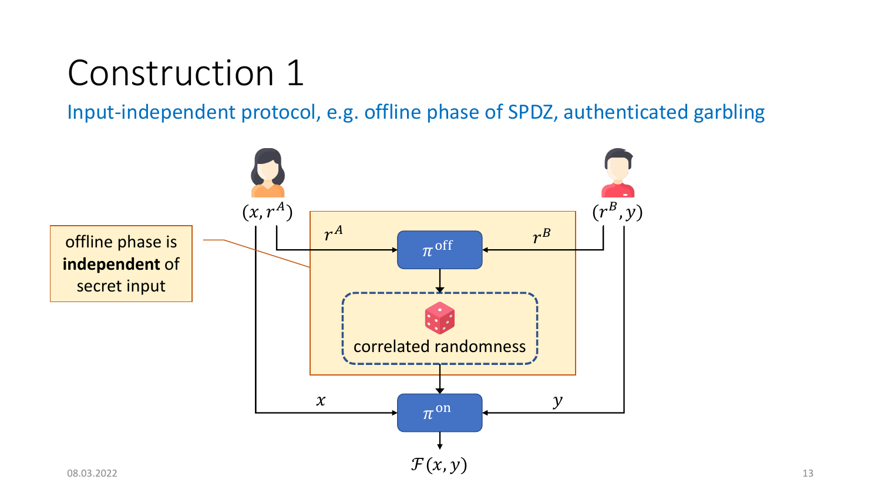# Construction 1

Input-independent protocol, e.g. offline phase of SPDZ, authenticated garbling

offline phase is **independent** of secret input

$(x, r^A)$

$(r^B, y)$

$r^A$

$r^B$

$\pi^{\text{off}}$

correlated randomness

$x$

$y$

$\pi^{\text{on}}$

$\mathcal{F}(x, y)$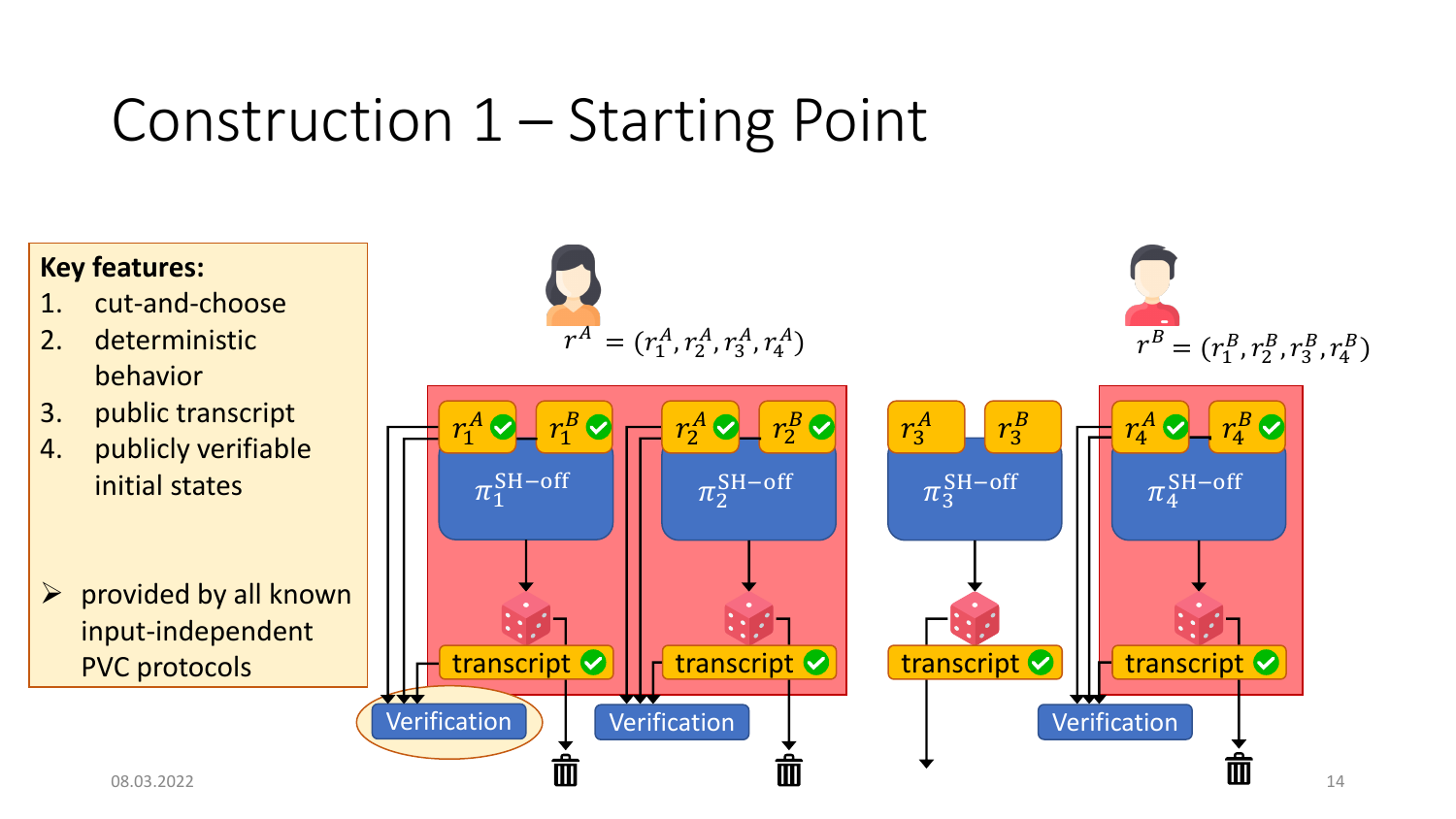# Construction 1 – Starting Point

**Key features:**

1. cut-and-choose
2. deterministic behavior
3. public transcript
4. publicly verifiable initial states

➢ provided by all known input-independent PVC protocols

$r^A = (r_1^A, r_2^A, r_3^A, r_4^A)$

$r^B = (r_1^B, r_2^B, r_3^B, r_4^B)$

$r_1^A$ $r_1^B$ $\pi_1^{\text{SH-off}}$ transcript Verification

$r_2^A$ $r_2^B$ $\pi_2^{\text{SH-off}}$ transcript Verification

$r_3^A$ $r_3^B$ $\pi_3^{\text{SH-off}}$ transcript

$r_4^A$ $r_4^B$ $\pi_4^{\text{SH-off}}$ transcript Verification

08.03.2022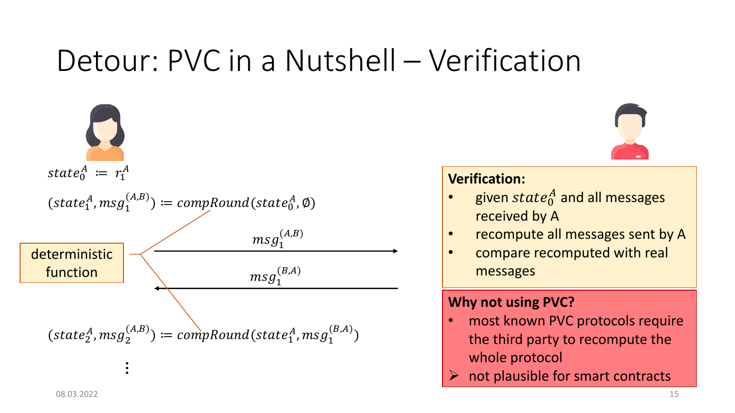# Detour: PVC in a Nutshell – Verification

$state_0^A := r_1^A$

$(state_1^A, msg_1^{(A,B)}) := compRound(state_0^A, \emptyset)$

deterministic function

$msg_1^{(A,B)}$

$msg_1^{(B,A)}$

$(state_2^A, msg_2^{(A,B)}) := compRound(state_1^A, msg_1^{(B,A)})$

⋮

**Verification:**

- given $state_0^A$ and all messages received by A
- recompute all messages sent by A
- compare recomputed with real messages

**Why not using PVC?**

- most known PVC protocols require the third party to recompute the whole protocol
- ➢ not plausible for smart contracts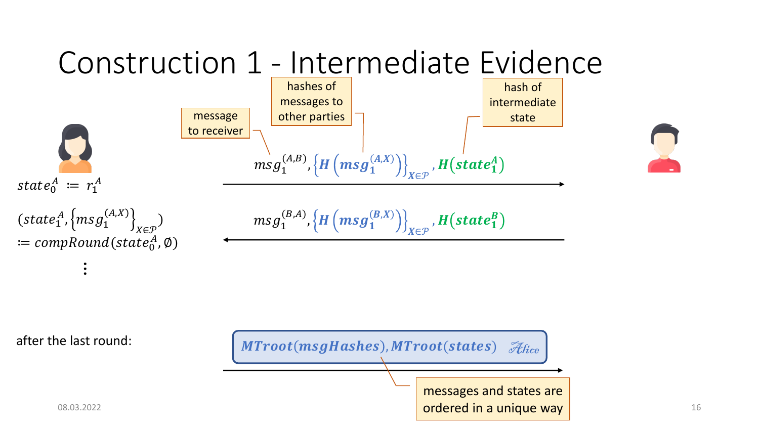# Construction 1 - Intermediate Evidence

message to receiver

hashes of messages to other parties

hash of intermediate state

$state_0^A := r_1^A$

$(state_1^A, \{msg_1^{(A,X)}\}_{X \in \mathcal{P}})$
$:= compRound(state_0^A, \emptyset)$

⋮

$msg_1^{(A,B)}, \{\boldsymbol{H}(\boldsymbol{msg_1^{(A,X)}})\}_{X \in \mathcal{P}}, \boldsymbol{H}(\boldsymbol{state_1^A})$ →

← $msg_1^{(B,A)}, \{\boldsymbol{H}(\boldsymbol{msg_1^{(B,X)}})\}_{X \in \mathcal{P}}, \boldsymbol{H}(\boldsymbol{state_1^B})$

after the last round:

$\boldsymbol{MTroot(msgHashes), MTroot(states)}$ *Alice* →

messages and states are ordered in a unique way

08.03.2022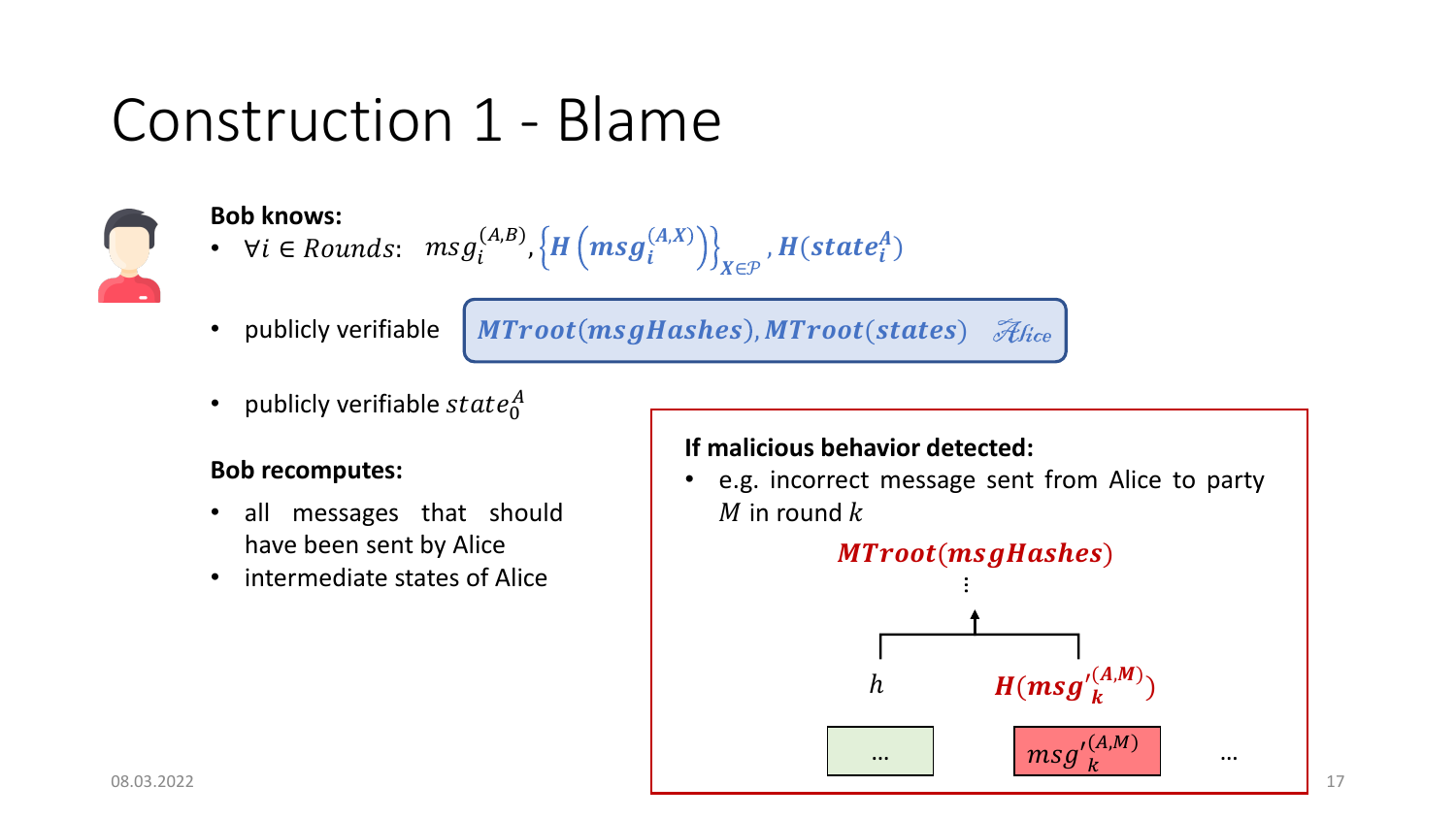# Construction 1 - Blame

**Bob knows:**

- $\forall i \in Rounds$: $msg_i^{(A,B)}, \left\{H\left(msg_i^{(A,X)}\right)\right\}_{X \in \mathcal{P}}, H(state_i^A)$
- publicly verifiable $MTroot(msgHashes), MTroot(states)$ *Alice*
- publicly verifiable $state_0^A$

**Bob recomputes:**

- all messages that should have been sent by Alice
- intermediate states of Alice

**If malicious behavior detected:**

- e.g. incorrect message sent from Alice to party $M$ in round $k$

$MTroot(msgHashes)$

⋮

$h$ $\quad$ $H(msg'^{(A,M)}_k)$

… $\quad$ $msg'^{(A,M)}_k$ $\quad$ …

08.03.2022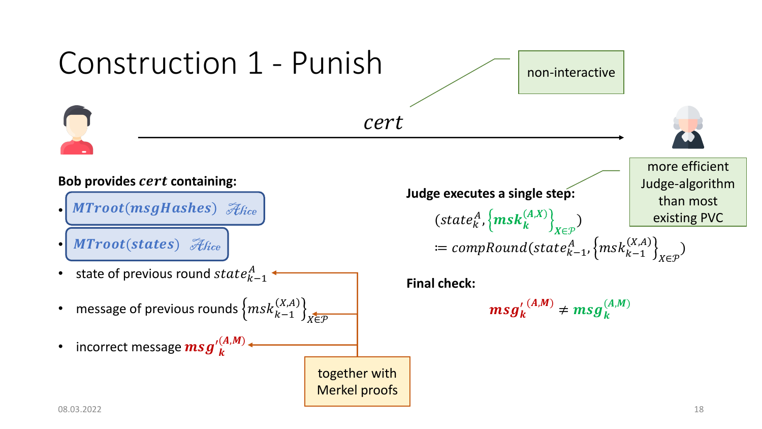# Construction 1 - Punish

$cert$

non-interactive

**Bob provides $cert$ containing:**

- $MTroot(msgHashes)$ *Alice*
- $MTroot(states)$ *Alice*
- state of previous round $state_{k-1}^{A}$
- message of previous rounds $\{msk_{k-1}^{(X,A)}\}_{X \in \mathcal{P}}$
- incorrect message $msg'^{(A,M)}_{k}$

together with Merkel proofs

**Judge executes a single step:**

more efficient Judge-algorithm than most existing PVC

$$(state_k^A, \{msk_k^{(A,X)}\}_{X \in \mathcal{P}}) \coloneqq compRound(state_{k-1}^A, \{msk_{k-1}^{(X,A)}\}_{X \in \mathcal{P}})$$

**Final check:**

$$msg'^{(A,M)}_{k} \neq msg_k^{(A,M)}$$

08.03.2022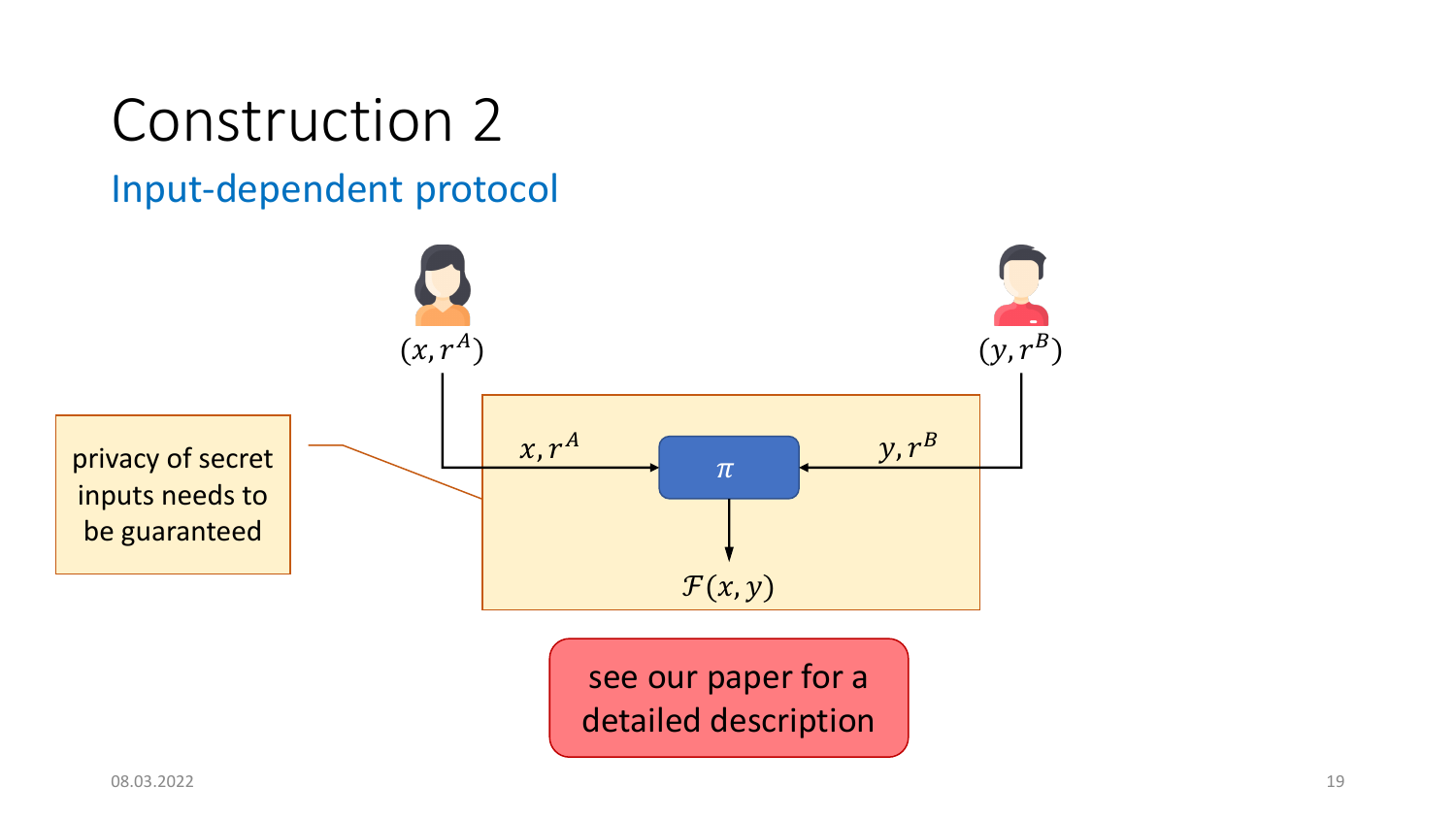# Construction 2

## Input-dependent protocol

$(x, r^A)$

$(y, r^B)$

$x, r^A$

$\pi$

$y, r^B$

$\mathcal{F}(x, y)$

privacy of secret inputs needs to be guaranteed

see our paper for a detailed description

08.03.2022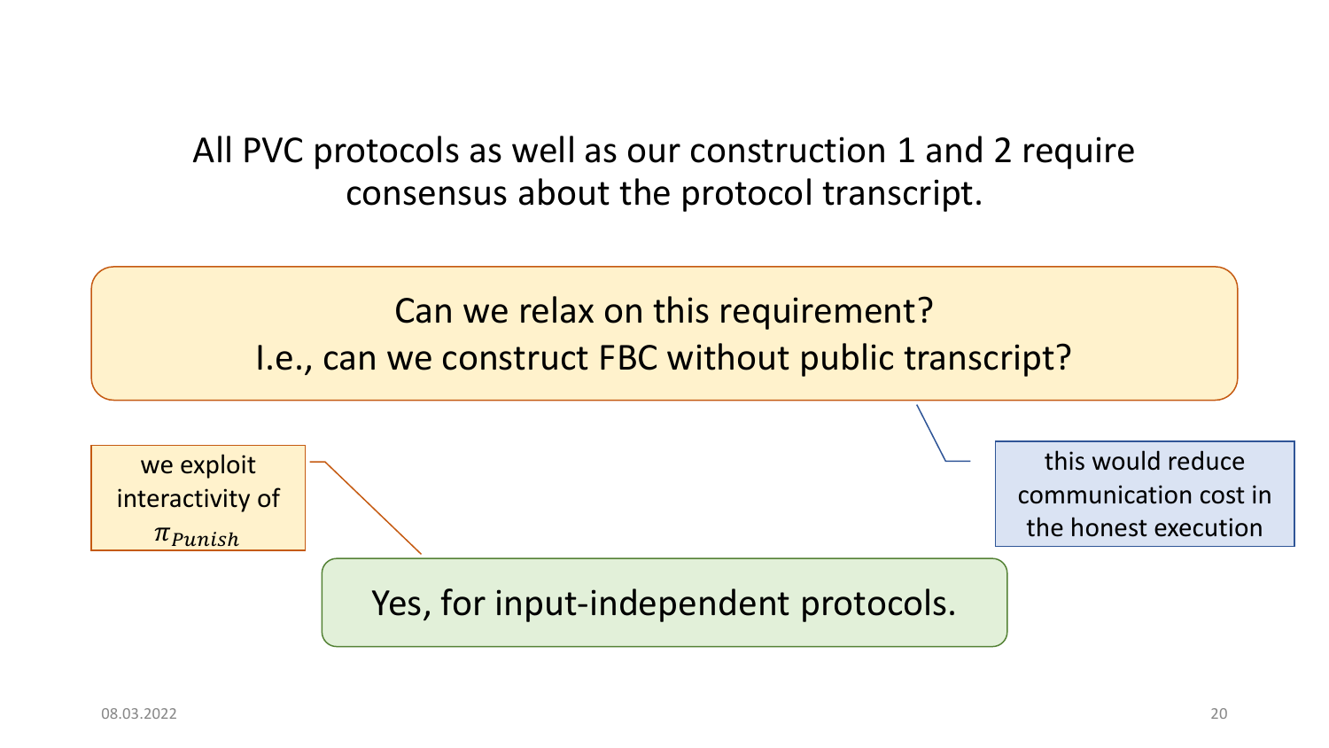All PVC protocols as well as our construction 1 and 2 require consensus about the protocol transcript.

Can we relax on this requirement?
I.e., can we construct FBC without public transcript?

this would reduce communication cost in the honest execution

we exploit interactivity of $\pi_{Punish}$

Yes, for input-independent protocols.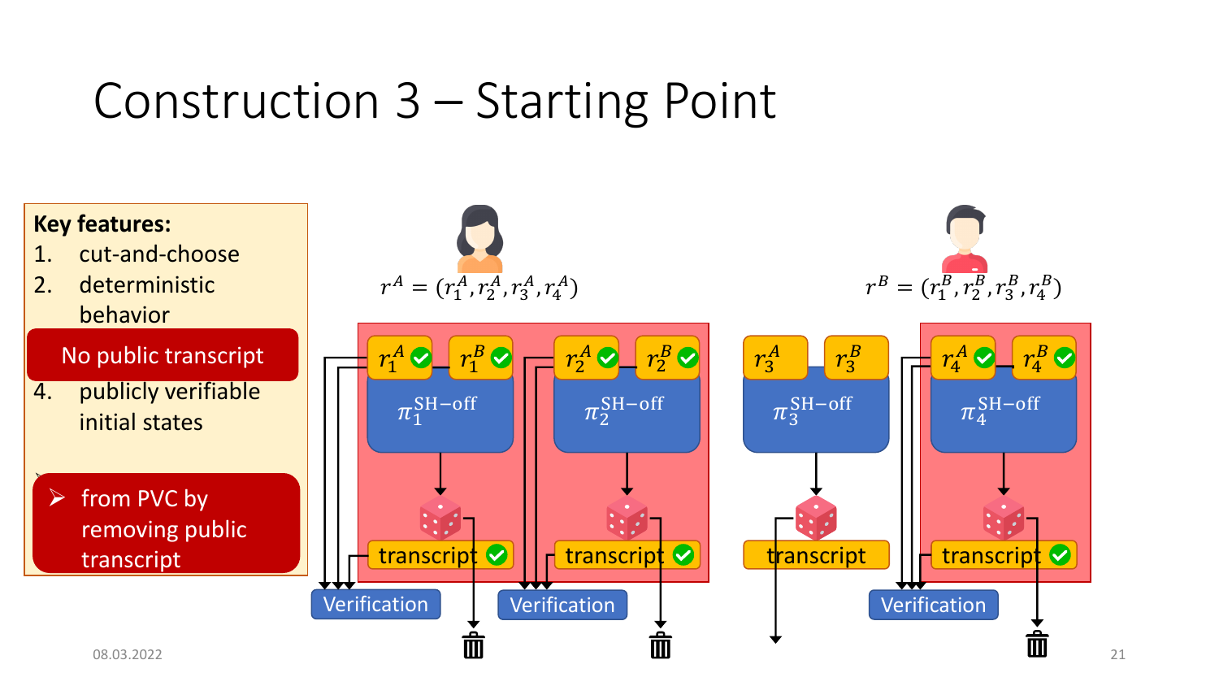# Construction 3 – Starting Point

**Key features:**

1. cut-and-choose
2. deterministic behavior

No public transcript

4. publicly verifiable initial states

- from PVC by removing public transcript

$r^A = (r_1^A, r_2^A, r_3^A, r_4^A)$

$r^B = (r_1^B, r_2^B, r_3^B, r_4^B)$

$r_1^A$ $r_1^B$ $\pi_1^{\text{SH-off}}$ transcript Verification

$r_2^A$ $r_2^B$ $\pi_2^{\text{SH-off}}$ transcript Verification

$r_3^A$ $r_3^B$ $\pi_3^{\text{SH-off}}$ transcript

$r_4^A$ $r_4^B$ $\pi_4^{\text{SH-off}}$ transcript Verification

08.03.2022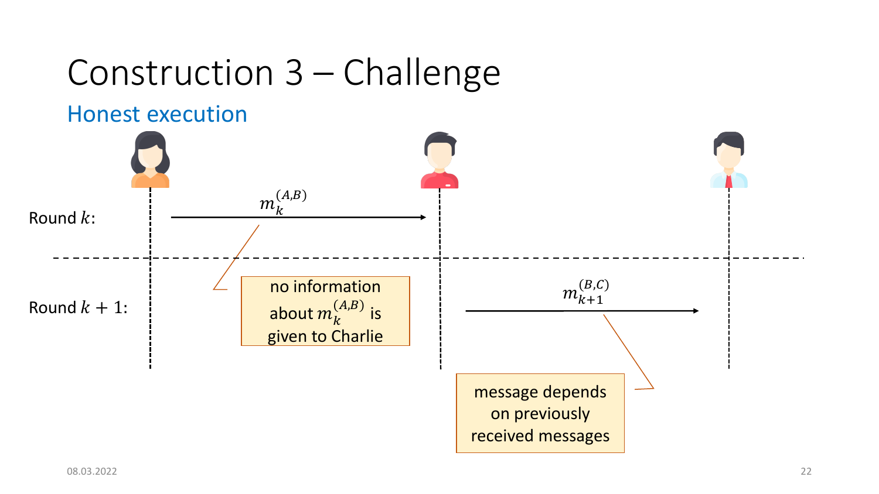# Construction 3 – Challenge

## Honest execution

Round $k$:

$m_k^{(A,B)}$

no information about $m_k^{(A,B)}$ is given to Charlie

Round $k+1$:

$m_{k+1}^{(B,C)}$

message depends on previously received messages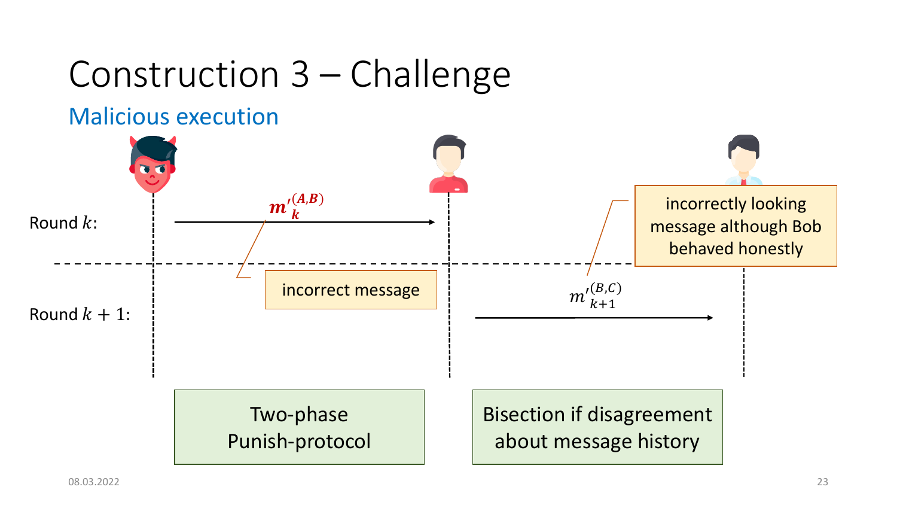# Construction 3 – Challenge

## Malicious execution

Round $k$:

$\boldsymbol{m'^{(A,B)}_k}$

incorrect message

Round $k+1$:

$m'^{(B,C)}_{k+1}$

incorrectly looking message although Bob behaved honestly

Two-phase Punish-protocol

Bisection if disagreement about message history

08.03.2022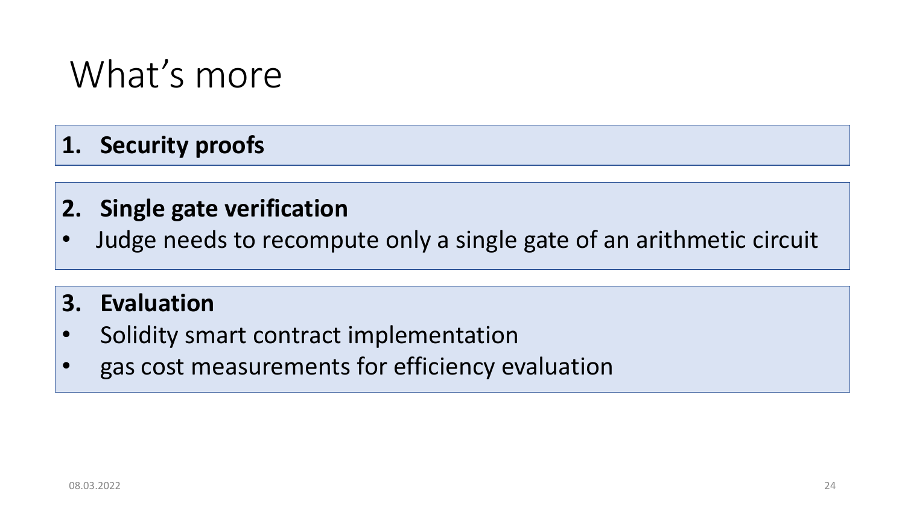# What's more

**1. Security proofs**

**2. Single gate verification**

- Judge needs to recompute only a single gate of an arithmetic circuit

**3. Evaluation**

- Solidity smart contract implementation
- gas cost measurements for efficiency evaluation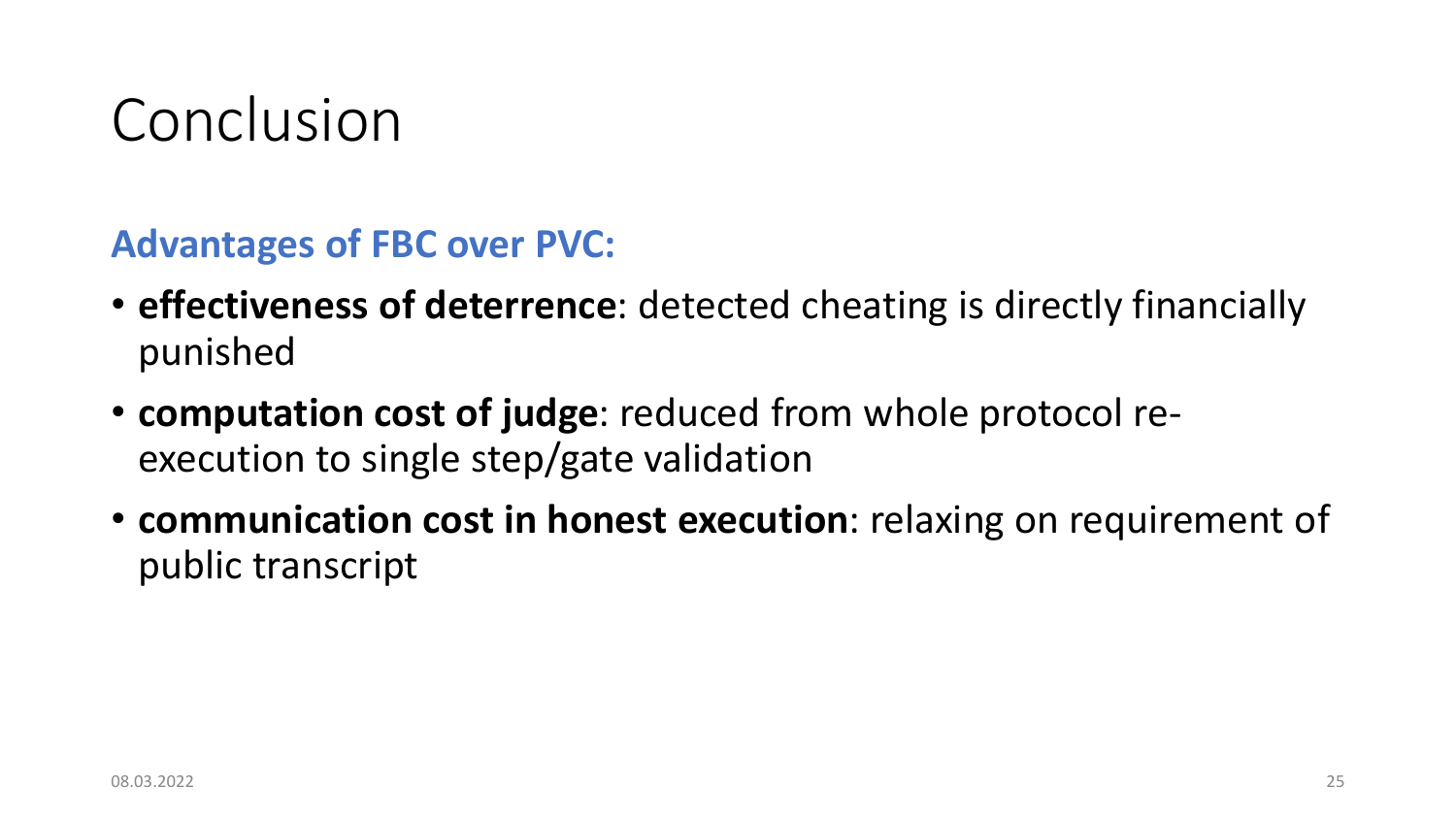# Conclusion

### Advantages of FBC over PVC:

- **effectiveness of deterrence**: detected cheating is directly financially punished
- **computation cost of judge**: reduced from whole protocol re-execution to single step/gate validation
- **communication cost in honest execution**: relaxing on requirement of public transcript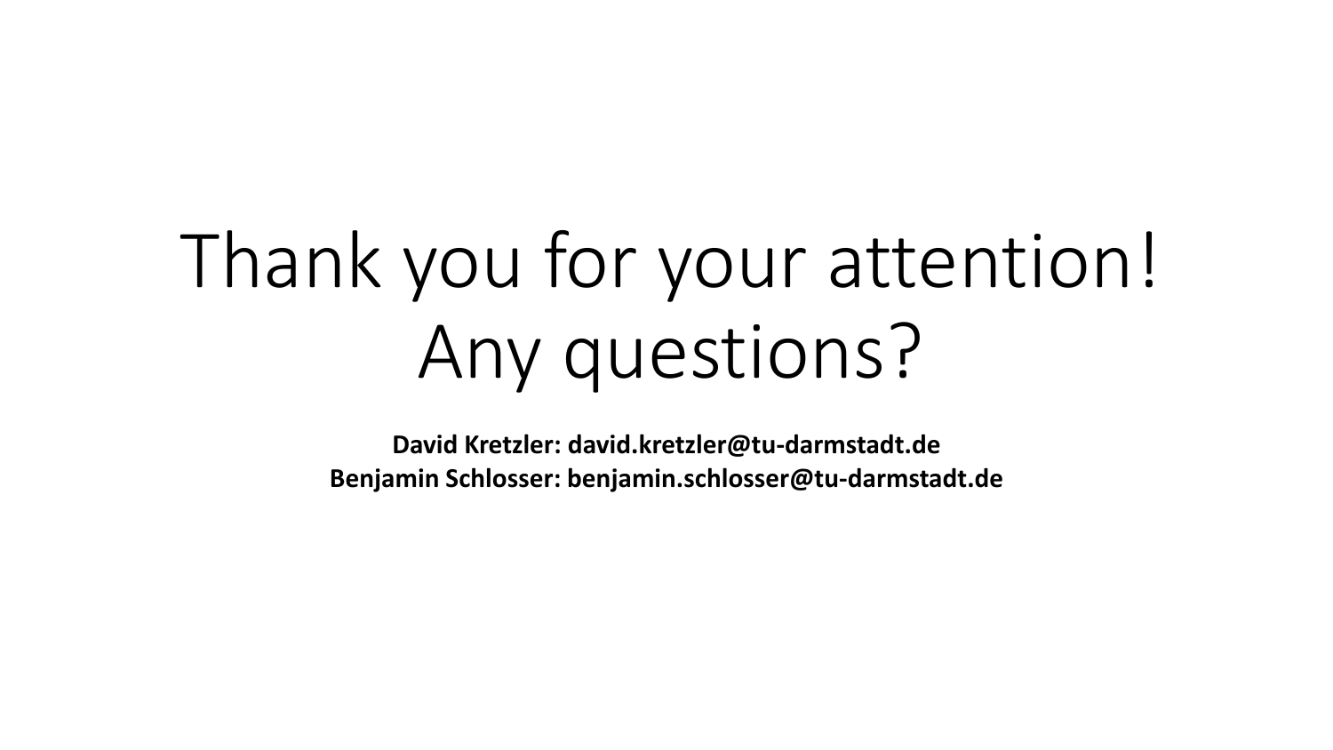# Thank you for your attention! Any questions?

**David Kretzler: david.kretzler@tu-darmstadt.de**
**Benjamin Schlosser: benjamin.schlosser@tu-darmstadt.de**